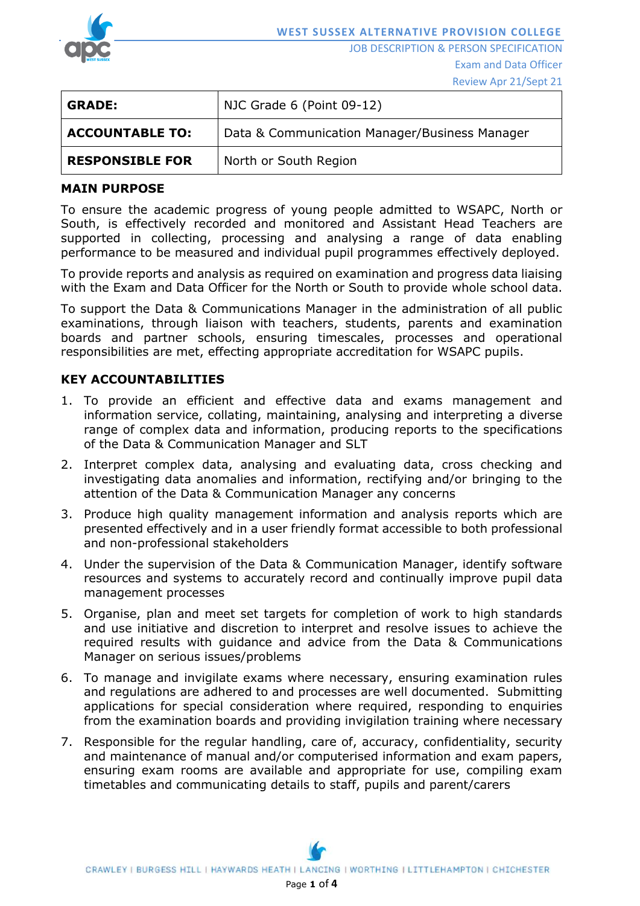WEST SUSSEX ALTERNATIVE PROVISION COLLEGE

JOB DESCRIPTION & PERSON SPECIFICATION

Exam and Data Officer

Review Apr 21/Sept 21

| **GRADE:** | NJC Grade 6 (Point 09-12) |
|---|---|
| **ACCOUNTABLE TO:** | Data & Communication Manager/Business Manager |
| **RESPONSIBLE FOR** | North or South Region |

## MAIN PURPOSE

To ensure the academic progress of young people admitted to WSAPC, North or South, is effectively recorded and monitored and Assistant Head Teachers are supported in collecting, processing and analysing a range of data enabling performance to be measured and individual pupil programmes effectively deployed.

To provide reports and analysis as required on examination and progress data liaising with the Exam and Data Officer for the North or South to provide whole school data.

To support the Data & Communications Manager in the administration of all public examinations, through liaison with teachers, students, parents and examination boards and partner schools, ensuring timescales, processes and operational responsibilities are met, effecting appropriate accreditation for WSAPC pupils.

## KEY ACCOUNTABILITIES

1. To provide an efficient and effective data and exams management and information service, collating, maintaining, analysing and interpreting a diverse range of complex data and information, producing reports to the specifications of the Data & Communication Manager and SLT
2. Interpret complex data, analysing and evaluating data, cross checking and investigating data anomalies and information, rectifying and/or bringing to the attention of the Data & Communication Manager any concerns
3. Produce high quality management information and analysis reports which are presented effectively and in a user friendly format accessible to both professional and non-professional stakeholders
4. Under the supervision of the Data & Communication Manager, identify software resources and systems to accurately record and continually improve pupil data management processes
5. Organise, plan and meet set targets for completion of work to high standards and use initiative and discretion to interpret and resolve issues to achieve the required results with guidance and advice from the Data & Communications Manager on serious issues/problems
6. To manage and invigilate exams where necessary, ensuring examination rules and regulations are adhered to and processes are well documented. Submitting applications for special consideration where required, responding to enquiries from the examination boards and providing invigilation training where necessary
7. Responsible for the regular handling, care of, accuracy, confidentiality, security and maintenance of manual and/or computerised information and exam papers, ensuring exam rooms are available and appropriate for use, compiling exam timetables and communicating details to staff, pupils and parent/carers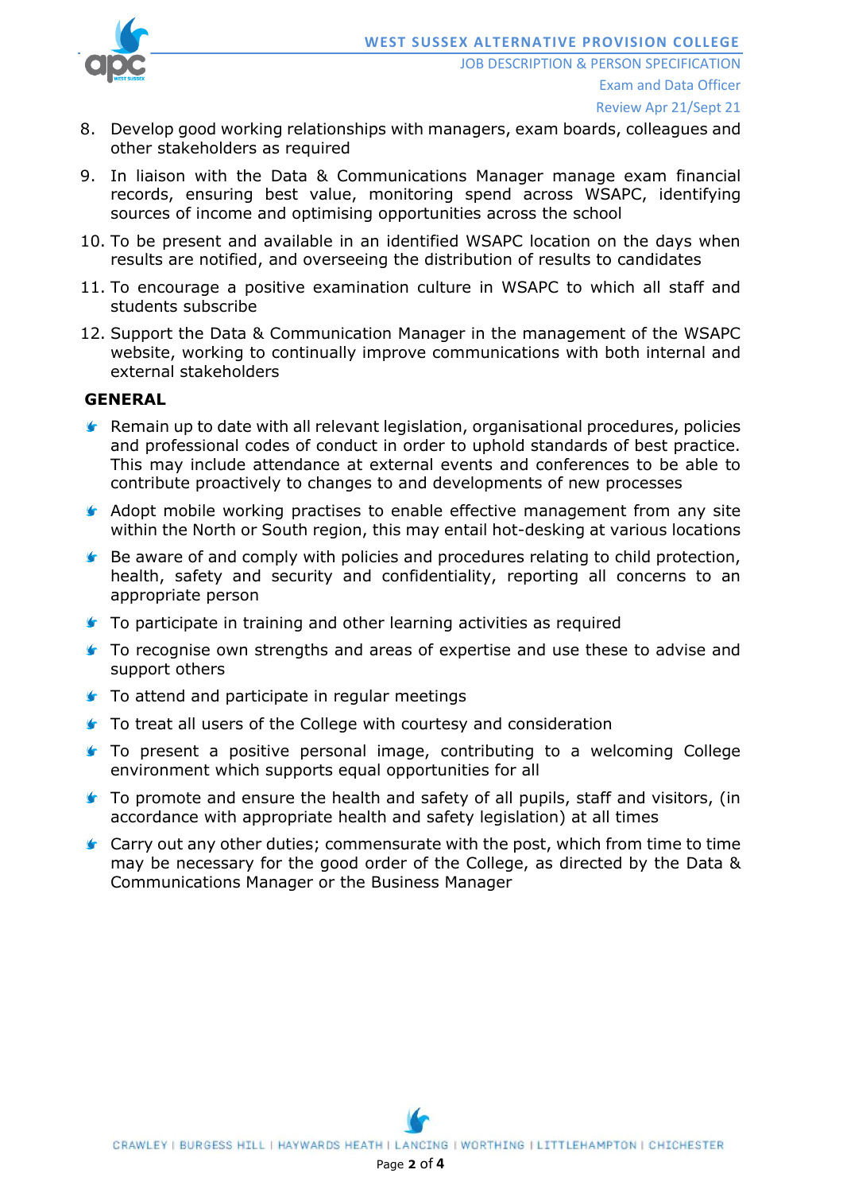8. Develop good working relationships with managers, exam boards, colleagues and other stakeholders as required
9. In liaison with the Data & Communications Manager manage exam financial records, ensuring best value, monitoring spend across WSAPC, identifying sources of income and optimising opportunities across the school
10. To be present and available in an identified WSAPC location on the days when results are notified, and overseeing the distribution of results to candidates
11. To encourage a positive examination culture in WSAPC to which all staff and students subscribe
12. Support the Data & Communication Manager in the management of the WSAPC website, working to continually improve communications with both internal and external stakeholders

**GENERAL**

- Remain up to date with all relevant legislation, organisational procedures, policies and professional codes of conduct in order to uphold standards of best practice. This may include attendance at external events and conferences to be able to contribute proactively to changes to and developments of new processes
- Adopt mobile working practises to enable effective management from any site within the North or South region, this may entail hot-desking at various locations
- Be aware of and comply with policies and procedures relating to child protection, health, safety and security and confidentiality, reporting all concerns to an appropriate person
- To participate in training and other learning activities as required
- To recognise own strengths and areas of expertise and use these to advise and support others
- To attend and participate in regular meetings
- To treat all users of the College with courtesy and consideration
- To present a positive personal image, contributing to a welcoming College environment which supports equal opportunities for all
- To promote and ensure the health and safety of all pupils, staff and visitors, (in accordance with appropriate health and safety legislation) at all times
- Carry out any other duties; commensurate with the post, which from time to time may be necessary for the good order of the College, as directed by the Data & Communications Manager or the Business Manager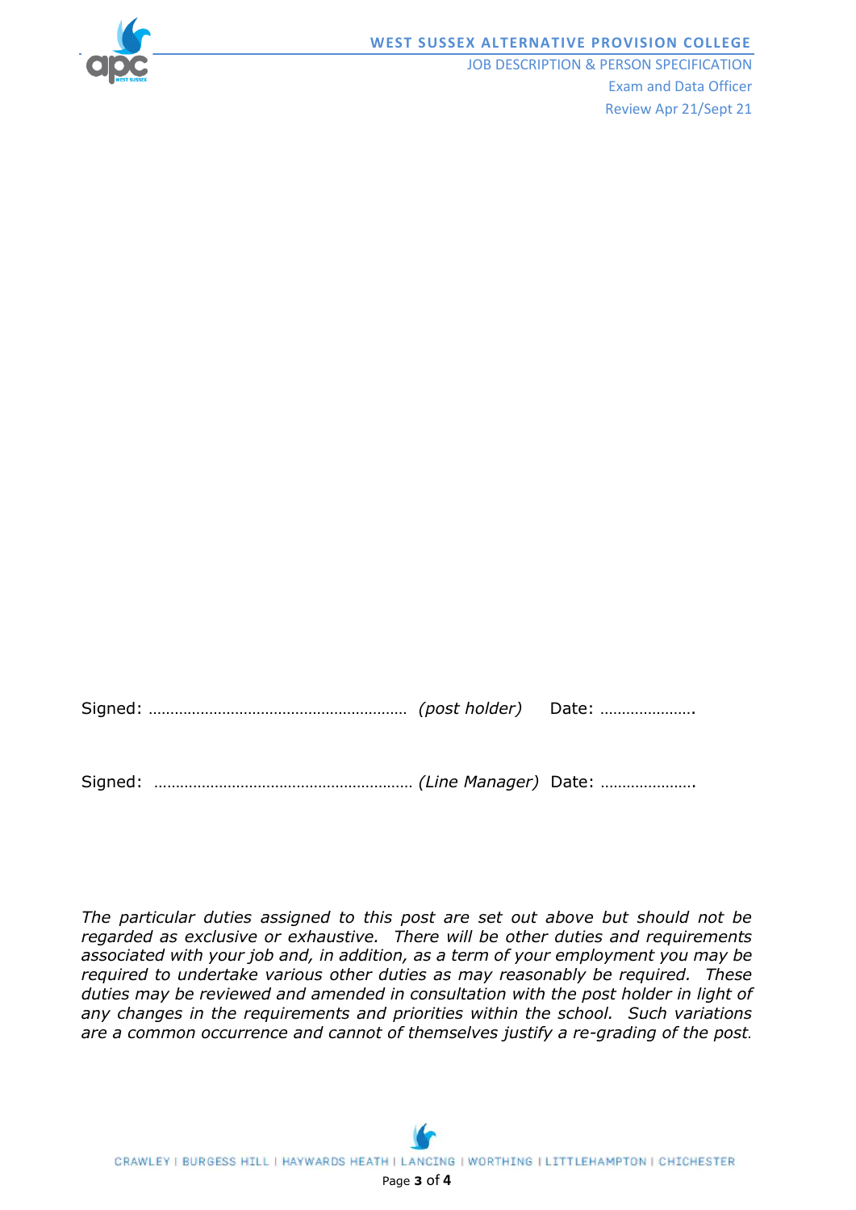Signed: …………………………………………………… *(post holder)* Date: ………………….

Signed: …………………………………………………… *(Line Manager)* Date: ………………….

*The particular duties assigned to this post are set out above but should not be regarded as exclusive or exhaustive. There will be other duties and requirements associated with your job and, in addition, as a term of your employment you may be required to undertake various other duties as may reasonably be required. These duties may be reviewed and amended in consultation with the post holder in light of any changes in the requirements and priorities within the school. Such variations are a common occurrence and cannot of themselves justify a re-grading of the post.*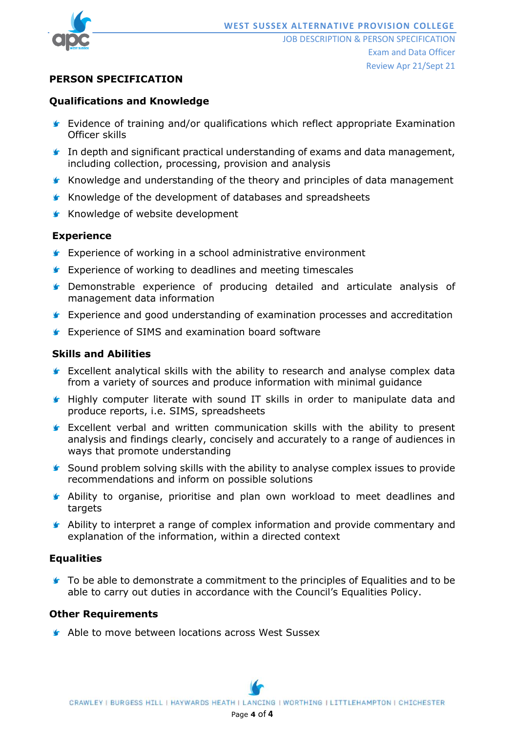## PERSON SPECIFICATION

### Qualifications and Knowledge

- Evidence of training and/or qualifications which reflect appropriate Examination Officer skills
- In depth and significant practical understanding of exams and data management, including collection, processing, provision and analysis
- Knowledge and understanding of the theory and principles of data management
- Knowledge of the development of databases and spreadsheets
- Knowledge of website development

### Experience

- Experience of working in a school administrative environment
- Experience of working to deadlines and meeting timescales
- Demonstrable experience of producing detailed and articulate analysis of management data information
- Experience and good understanding of examination processes and accreditation
- Experience of SIMS and examination board software

### Skills and Abilities

- Excellent analytical skills with the ability to research and analyse complex data from a variety of sources and produce information with minimal guidance
- Highly computer literate with sound IT skills in order to manipulate data and produce reports, i.e. SIMS, spreadsheets
- Excellent verbal and written communication skills with the ability to present analysis and findings clearly, concisely and accurately to a range of audiences in ways that promote understanding
- Sound problem solving skills with the ability to analyse complex issues to provide recommendations and inform on possible solutions
- Ability to organise, prioritise and plan own workload to meet deadlines and targets
- Ability to interpret a range of complex information and provide commentary and explanation of the information, within a directed context

### Equalities

- To be able to demonstrate a commitment to the principles of Equalities and to be able to carry out duties in accordance with the Council's Equalities Policy.

### Other Requirements

- Able to move between locations across West Sussex